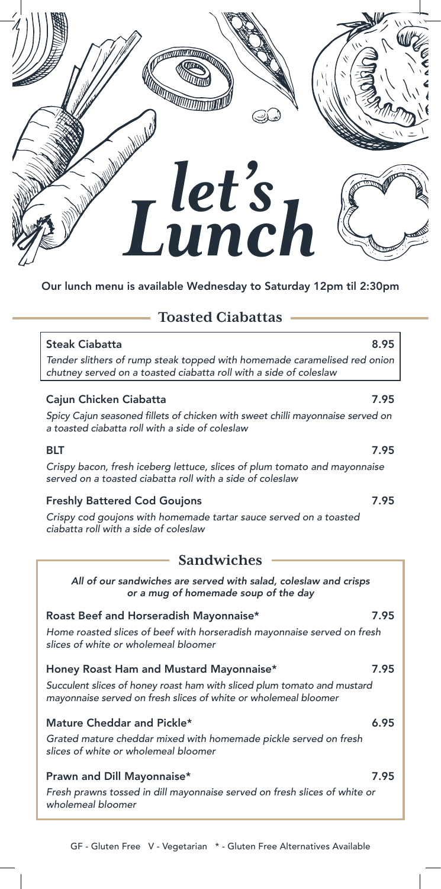# *let's Lunch*

**Our lunch menu is available Wednesday to Saturday 12pm til 2:30pm**

## Toasted Ciabattas

**Steak Ciabatta** 8.95

*Tender slithers of rump steak topped with homemade caramelised red onion chutney served on a toasted ciabatta roll with a side of coleslaw*

**Cajun Chicken Ciabatta** 7.95

*Spicy Cajun seasoned fillets of chicken with sweet chilli mayonnaise served on a toasted ciabatta roll with a side of coleslaw*

**BLT** 7.95

*Crispy bacon, fresh iceberg lettuce, slices of plum tomato and mayonnaise served on a toasted ciabatta roll with a side of coleslaw*

**Freshly Battered Cod Goujons** 7.95

*Crispy cod goujons with homemade tartar sauce served on a toasted ciabatta roll with a side of coleslaw*

## Sandwiches

***All of our sandwiches are served with salad, coleslaw and crisps or a mug of homemade soup of the day***

**Roast Beef and Horseradish Mayonnaise*** 7.95

*Home roasted slices of beef with horseradish mayonnaise served on fresh slices of white or wholemeal bloomer*

**Honey Roast Ham and Mustard Mayonnaise*** 7.95

*Succulent slices of honey roast ham with sliced plum tomato and mustard mayonnaise served on fresh slices of white or wholemeal bloomer*

**Mature Cheddar and Pickle*** 6.95

*Grated mature cheddar mixed with homemade pickle served on fresh slices of white or wholemeal bloomer*

**Prawn and Dill Mayonnaise*** 7.95

*Fresh prawns tossed in dill mayonnaise served on fresh slices of white or wholemeal bloomer*

GF - Gluten Free V - Vegetarian * - Gluten Free Alternatives Available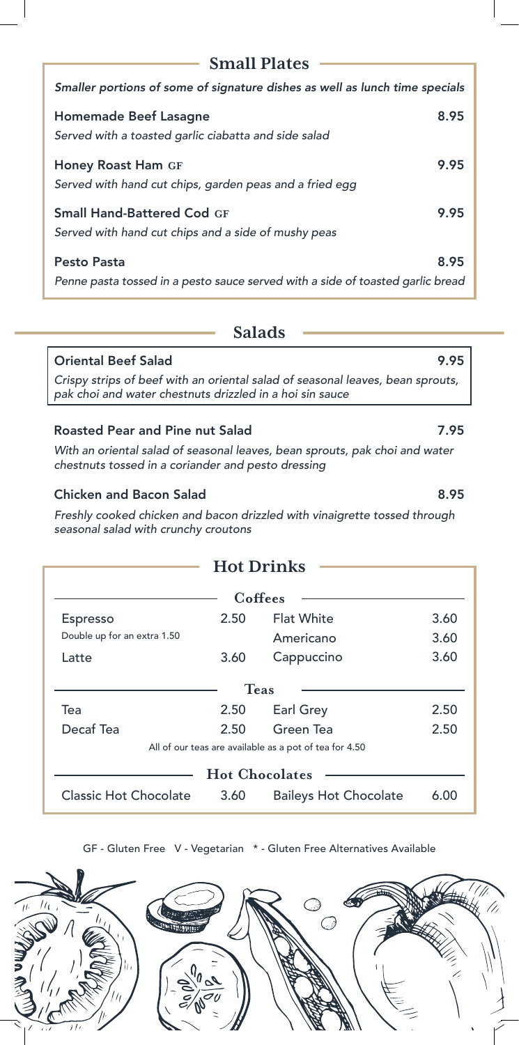## Small Plates

*Smaller portions of some of signature dishes as well as lunch time specials*

**Homemade Beef Lasagne** 8.95
*Served with a toasted garlic ciabatta and side salad*

**Honey Roast Ham** GF 9.95
*Served with hand cut chips, garden peas and a fried egg*

**Small Hand-Battered Cod** GF 9.95
*Served with hand cut chips and a side of mushy peas*

**Pesto Pasta** 8.95
*Penne pasta tossed in a pesto sauce served with a side of toasted garlic bread*

## Salads

**Oriental Beef Salad** 9.95
*Crispy strips of beef with an oriental salad of seasonal leaves, bean sprouts, pak choi and water chestnuts drizzled in a hoi sin sauce*

**Roasted Pear and Pine nut Salad** 7.95
*With an oriental salad of seasonal leaves, bean sprouts, pak choi and water chestnuts tossed in a coriander and pesto dressing*

**Chicken and Bacon Salad** 8.95
*Freshly cooked chicken and bacon drizzled with vinaigrette tossed through seasonal salad with crunchy croutons*

## Hot Drinks

### Coffees

| | | | |
|---|---|---|---|
| Espresso | 2.50 | Flat White | 3.60 |
| Double up for an extra 1.50 | | Americano | 3.60 |
| Latte | 3.60 | Cappuccino | 3.60 |

### Teas

| | | | |
|---|---|---|---|
| Tea | 2.50 | Earl Grey | 2.50 |
| Decaf Tea | 2.50 | Green Tea | 2.50 |

All of our teas are available as a pot of tea for 4.50

### Hot Chocolates

| | | | |
|---|---|---|---|
| Classic Hot Chocolate | 3.60 | Baileys Hot Chocolate | 6.00 |

GF - Gluten Free V - Vegetarian * - Gluten Free Alternatives Available